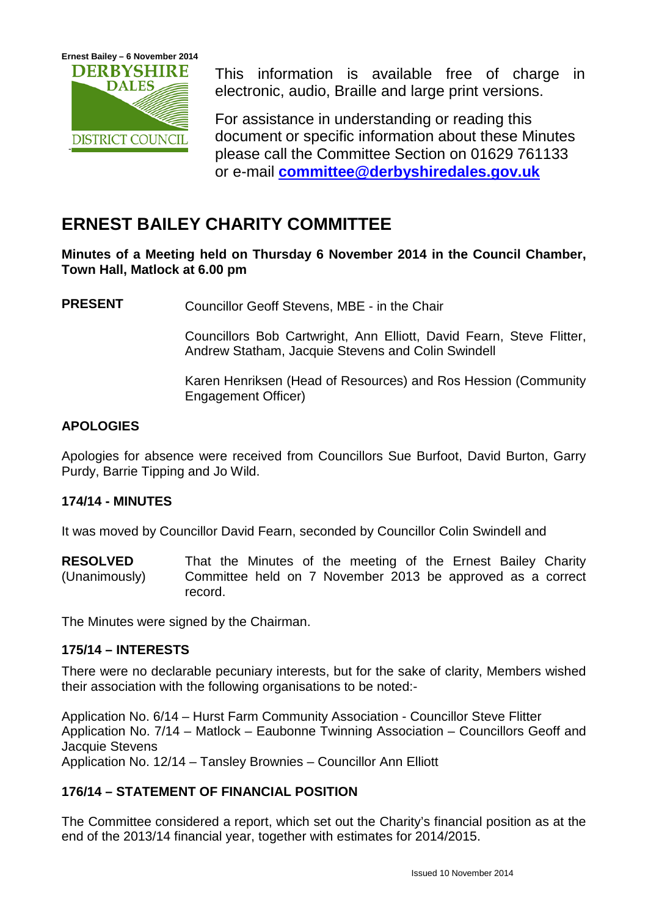This information is available free of charge in electronic, audio, Braille and large print versions.

For assistance in understanding or reading this document or specific information about these Minutes please call the Committee Section on 01629 761133 or e-mail **committee@derbyshiredales.gov.uk**

# ERNEST BAILEY CHARITY COMMITTEE

**Minutes of a Meeting held on Thursday 6 November 2014 in the Council Chamber, Town Hall, Matlock at 6.00 pm**

**PRESENT** Councillor Geoff Stevens, MBE - in the Chair

Councillors Bob Cartwright, Ann Elliott, David Fearn, Steve Flitter, Andrew Statham, Jacquie Stevens and Colin Swindell

Karen Henriksen (Head of Resources) and Ros Hession (Community Engagement Officer)

## APOLOGIES

Apologies for absence were received from Councillors Sue Burfoot, David Burton, Garry Purdy, Barrie Tipping and Jo Wild.

## 174/14 - MINUTES

It was moved by Councillor David Fearn, seconded by Councillor Colin Swindell and

**RESOLVED** (Unanimously) That the Minutes of the meeting of the Ernest Bailey Charity Committee held on 7 November 2013 be approved as a correct record.

The Minutes were signed by the Chairman.

## 175/14 – INTERESTS

There were no declarable pecuniary interests, but for the sake of clarity, Members wished their association with the following organisations to be noted:-

Application No. 6/14 – Hurst Farm Community Association - Councillor Steve Flitter
Application No. 7/14 – Matlock – Eaubonne Twinning Association – Councillors Geoff and Jacquie Stevens
Application No. 12/14 – Tansley Brownies – Councillor Ann Elliott

## 176/14 – STATEMENT OF FINANCIAL POSITION

The Committee considered a report, which set out the Charity's financial position as at the end of the 2013/14 financial year, together with estimates for 2014/2015.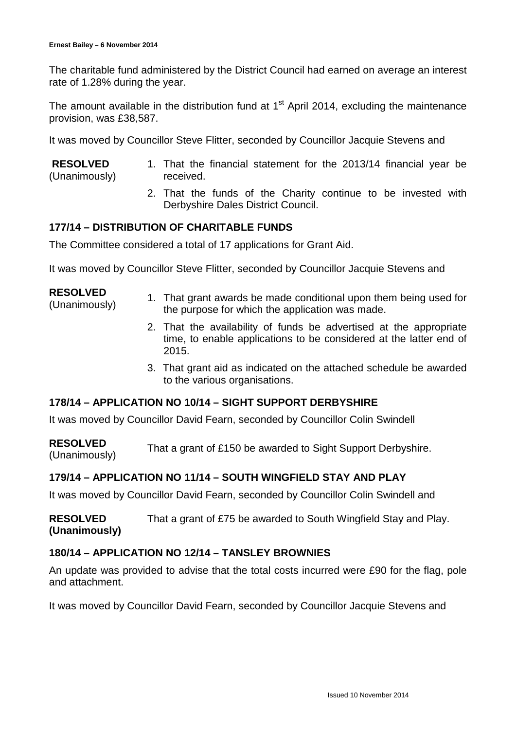The charitable fund administered by the District Council had earned on average an interest rate of 1.28% during the year.

The amount available in the distribution fund at 1st April 2014, excluding the maintenance provision, was £38,587.

It was moved by Councillor Steve Flitter, seconded by Councillor Jacquie Stevens and

**RESOLVED** (Unanimously)

1. That the financial statement for the 2013/14 financial year be received.
2. That the funds of the Charity continue to be invested with Derbyshire Dales District Council.

## 177/14 – DISTRIBUTION OF CHARITABLE FUNDS

The Committee considered a total of 17 applications for Grant Aid.

It was moved by Councillor Steve Flitter, seconded by Councillor Jacquie Stevens and

**RESOLVED** (Unanimously)

1. That grant awards be made conditional upon them being used for the purpose for which the application was made.
2. That the availability of funds be advertised at the appropriate time, to enable applications to be considered at the latter end of 2015.
3. That grant aid as indicated on the attached schedule be awarded to the various organisations.

## 178/14 – APPLICATION NO 10/14 – SIGHT SUPPORT DERBYSHIRE

It was moved by Councillor David Fearn, seconded by Councillor Colin Swindell

**RESOLVED** (Unanimously) That a grant of £150 be awarded to Sight Support Derbyshire.

## 179/14 – APPLICATION NO 11/14 – SOUTH WINGFIELD STAY AND PLAY

It was moved by Councillor David Fearn, seconded by Councillor Colin Swindell and

**RESOLVED (Unanimously)** That a grant of £75 be awarded to South Wingfield Stay and Play.

## 180/14 – APPLICATION NO 12/14 – TANSLEY BROWNIES

An update was provided to advise that the total costs incurred were £90 for the flag, pole and attachment.

It was moved by Councillor David Fearn, seconded by Councillor Jacquie Stevens and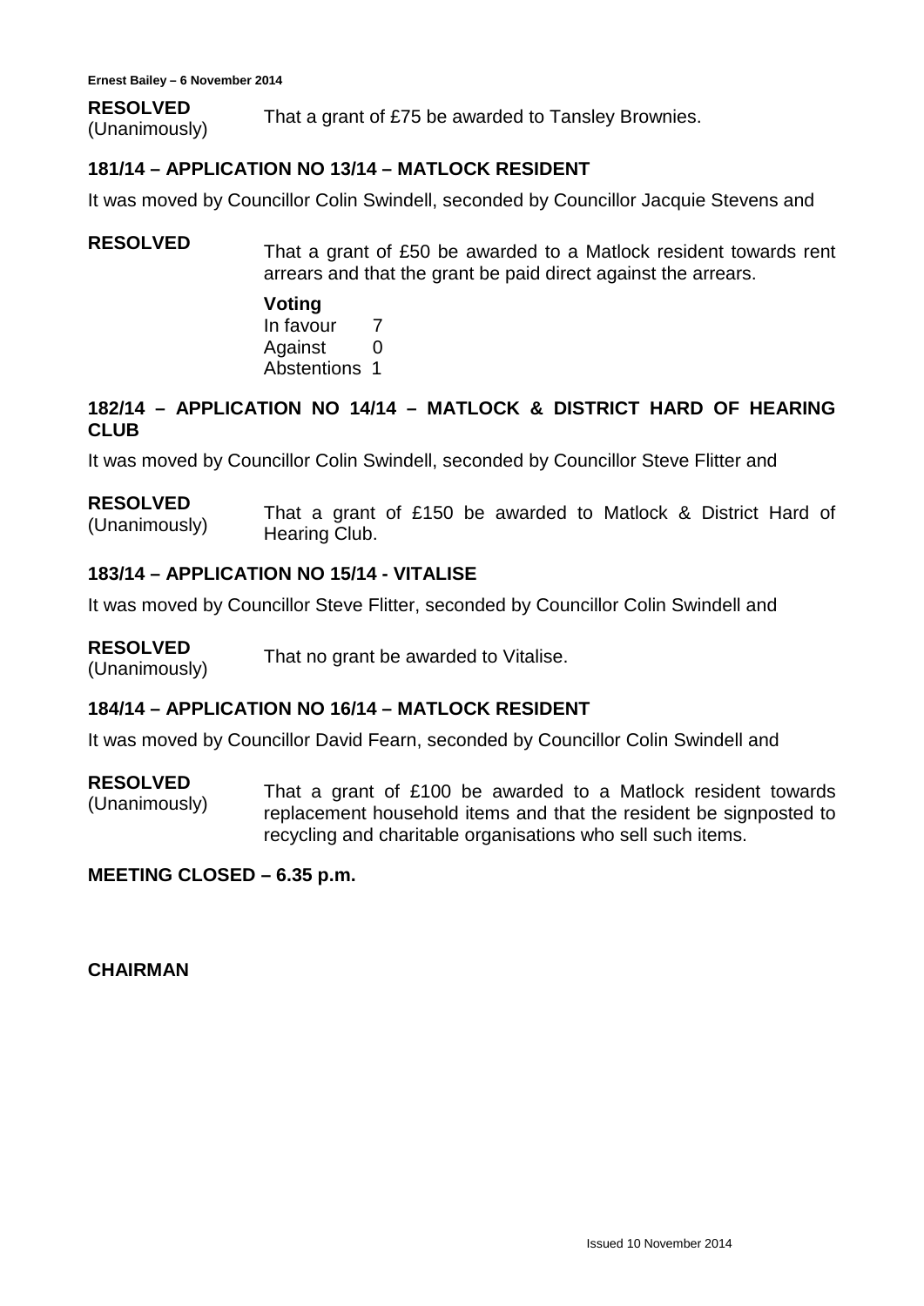**RESOLVED** (Unanimously)

That a grant of £75 be awarded to Tansley Brownies.

## 181/14 – APPLICATION NO 13/14 – MATLOCK RESIDENT

It was moved by Councillor Colin Swindell, seconded by Councillor Jacquie Stevens and

**RESOLVED**

That a grant of £50 be awarded to a Matlock resident towards rent arrears and that the grant be paid direct against the arrears.

**Voting**

In favour 7
Against 0
Abstentions 1

## 182/14 – APPLICATION NO 14/14 – MATLOCK & DISTRICT HARD OF HEARING CLUB

It was moved by Councillor Colin Swindell, seconded by Councillor Steve Flitter and

**RESOLVED** (Unanimously)

That a grant of £150 be awarded to Matlock & District Hard of Hearing Club.

## 183/14 – APPLICATION NO 15/14 - VITALISE

It was moved by Councillor Steve Flitter, seconded by Councillor Colin Swindell and

**RESOLVED** (Unanimously)

That no grant be awarded to Vitalise.

## 184/14 – APPLICATION NO 16/14 – MATLOCK RESIDENT

It was moved by Councillor David Fearn, seconded by Councillor Colin Swindell and

**RESOLVED** (Unanimously)

That a grant of £100 be awarded to a Matlock resident towards replacement household items and that the resident be signposted to recycling and charitable organisations who sell such items.

**MEETING CLOSED – 6.35 p.m.**

**CHAIRMAN**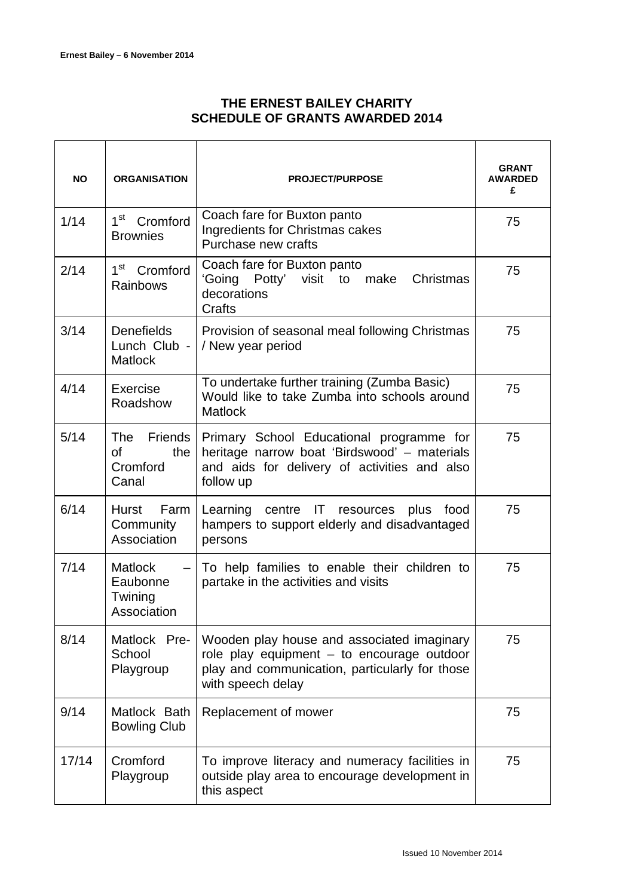# THE ERNEST BAILEY CHARITY
## SCHEDULE OF GRANTS AWARDED 2014

| NO | ORGANISATION | PROJECT/PURPOSE | GRANT AWARDED £ |
|---|---|---|---|
| 1/14 | 1st Cromford Brownies | Coach fare for Buxton panto<br>Ingredients for Christmas cakes<br>Purchase new crafts | 75 |
| 2/14 | 1st Cromford Rainbows | Coach fare for Buxton panto<br>'Going Potty' visit to make Christmas decorations<br>Crafts | 75 |
| 3/14 | Denefields Lunch Club - Matlock | Provision of seasonal meal following Christmas / New year period | 75 |
| 4/14 | Exercise Roadshow | To undertake further training (Zumba Basic)<br>Would like to take Zumba into schools around Matlock | 75 |
| 5/14 | The Friends of the Cromford Canal | Primary School Educational programme for heritage narrow boat 'Birdswood' – materials and aids for delivery of activities and also follow up | 75 |
| 6/14 | Hurst Farm Community Association | Learning centre IT resources plus food hampers to support elderly and disadvantaged persons | 75 |
| 7/14 | Matlock – Eaubonne Twining Association | To help families to enable their children to partake in the activities and visits | 75 |
| 8/14 | Matlock Pre-School Playgroup | Wooden play house and associated imaginary role play equipment – to encourage outdoor play and communication, particularly for those with speech delay | 75 |
| 9/14 | Matlock Bath Bowling Club | Replacement of mower | 75 |
| 17/14 | Cromford Playgroup | To improve literacy and numeracy facilities in outside play area to encourage development in this aspect | 75 |

Issued 10 November 2014